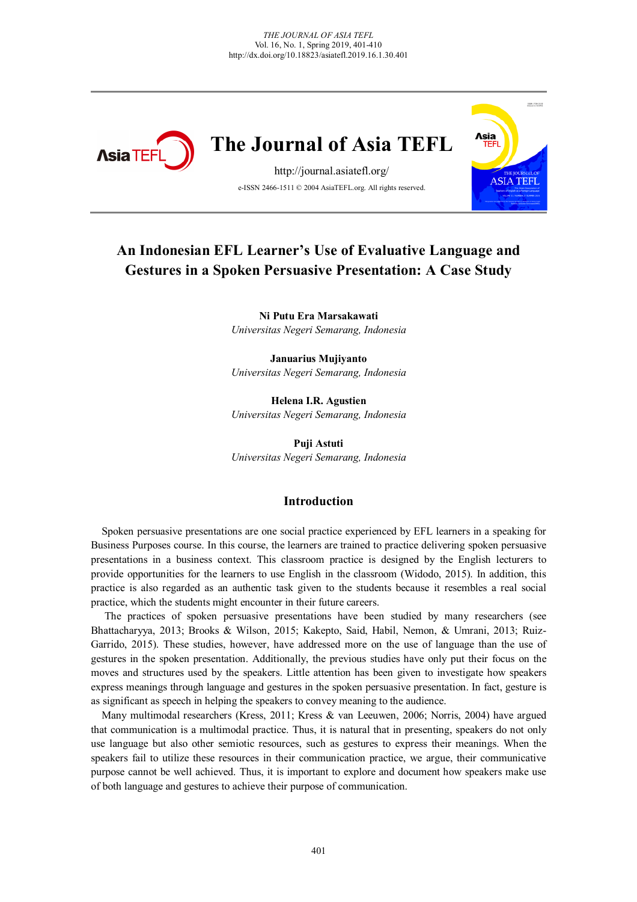# An Indonesian EFL Learner's Use of Evaluative Language and Gestures in a Spoken Persuasive Presentation: A Case Study

**Ni Putu Era Marsakawati**
*Universitas Negeri Semarang, Indonesia*

**Januarius Mujiyanto**
*Universitas Negeri Semarang, Indonesia*

**Helena I.R. Agustien**
*Universitas Negeri Semarang, Indonesia*

**Puji Astuti**
*Universitas Negeri Semarang, Indonesia*

## Introduction

Spoken persuasive presentations are one social practice experienced by EFL learners in a speaking for Business Purposes course. In this course, the learners are trained to practice delivering spoken persuasive presentations in a business context. This classroom practice is designed by the English lecturers to provide opportunities for the learners to use English in the classroom (Widodo, 2015). In addition, this practice is also regarded as an authentic task given to the students because it resembles a real social practice, which the students might encounter in their future careers.

The practices of spoken persuasive presentations have been studied by many researchers (see Bhattacharyya, 2013; Brooks & Wilson, 2015; Kakepto, Said, Habil, Nemon, & Umrani, 2013; Ruiz-Garrido, 2015). These studies, however, have addressed more on the use of language than the use of gestures in the spoken presentation. Additionally, the previous studies have only put their focus on the moves and structures used by the speakers. Little attention has been given to investigate how speakers express meanings through language and gestures in the spoken persuasive presentation. In fact, gesture is as significant as speech in helping the speakers to convey meaning to the audience.

Many multimodal researchers (Kress, 2011; Kress & van Leeuwen, 2006; Norris, 2004) have argued that communication is a multimodal practice. Thus, it is natural that in presenting, speakers do not only use language but also other semiotic resources, such as gestures to express their meanings. When the speakers fail to utilize these resources in their communication practice, we argue, their communicative purpose cannot be well achieved. Thus, it is important to explore and document how speakers make use of both language and gestures to achieve their purpose of communication.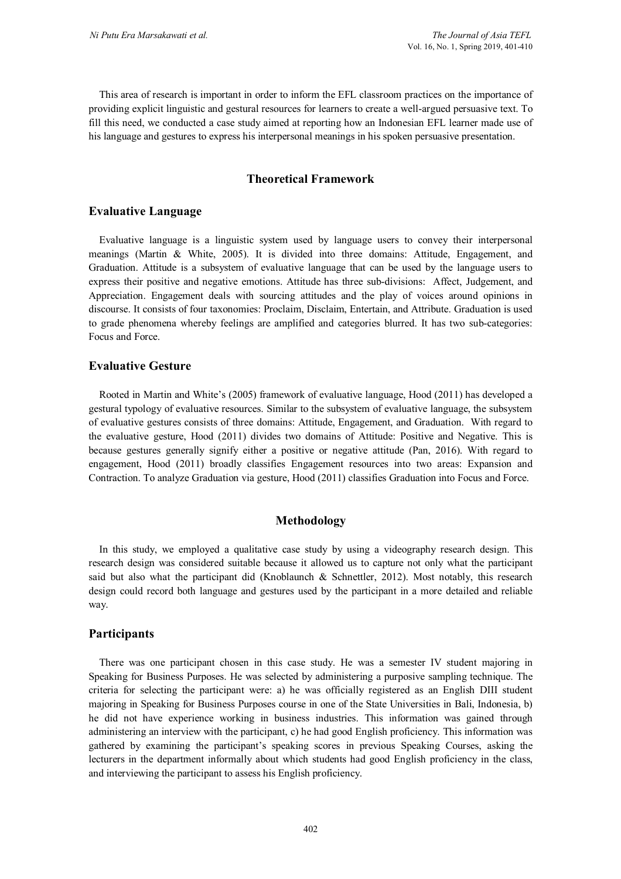This area of research is important in order to inform the EFL classroom practices on the importance of providing explicit linguistic and gestural resources for learners to create a well-argued persuasive text. To fill this need, we conducted a case study aimed at reporting how an Indonesian EFL learner made use of his language and gestures to express his interpersonal meanings in his spoken persuasive presentation.

## Theoretical Framework

### Evaluative Language

Evaluative language is a linguistic system used by language users to convey their interpersonal meanings (Martin & White, 2005). It is divided into three domains: Attitude, Engagement, and Graduation. Attitude is a subsystem of evaluative language that can be used by the language users to express their positive and negative emotions. Attitude has three sub-divisions: Affect, Judgement, and Appreciation. Engagement deals with sourcing attitudes and the play of voices around opinions in discourse. It consists of four taxonomies: Proclaim, Disclaim, Entertain, and Attribute. Graduation is used to grade phenomena whereby feelings are amplified and categories blurred. It has two sub-categories: Focus and Force.

### Evaluative Gesture

Rooted in Martin and White's (2005) framework of evaluative language, Hood (2011) has developed a gestural typology of evaluative resources. Similar to the subsystem of evaluative language, the subsystem of evaluative gestures consists of three domains: Attitude, Engagement, and Graduation. With regard to the evaluative gesture, Hood (2011) divides two domains of Attitude: Positive and Negative. This is because gestures generally signify either a positive or negative attitude (Pan, 2016). With regard to engagement, Hood (2011) broadly classifies Engagement resources into two areas: Expansion and Contraction. To analyze Graduation via gesture, Hood (2011) classifies Graduation into Focus and Force.

## Methodology

In this study, we employed a qualitative case study by using a videography research design. This research design was considered suitable because it allowed us to capture not only what the participant said but also what the participant did (Knoblaunch & Schnettler, 2012). Most notably, this research design could record both language and gestures used by the participant in a more detailed and reliable way.

### Participants

There was one participant chosen in this case study. He was a semester IV student majoring in Speaking for Business Purposes. He was selected by administering a purposive sampling technique. The criteria for selecting the participant were: a) he was officially registered as an English DIII student majoring in Speaking for Business Purposes course in one of the State Universities in Bali, Indonesia, b) he did not have experience working in business industries. This information was gained through administering an interview with the participant, c) he had good English proficiency. This information was gathered by examining the participant's speaking scores in previous Speaking Courses, asking the lecturers in the department informally about which students had good English proficiency in the class, and interviewing the participant to assess his English proficiency.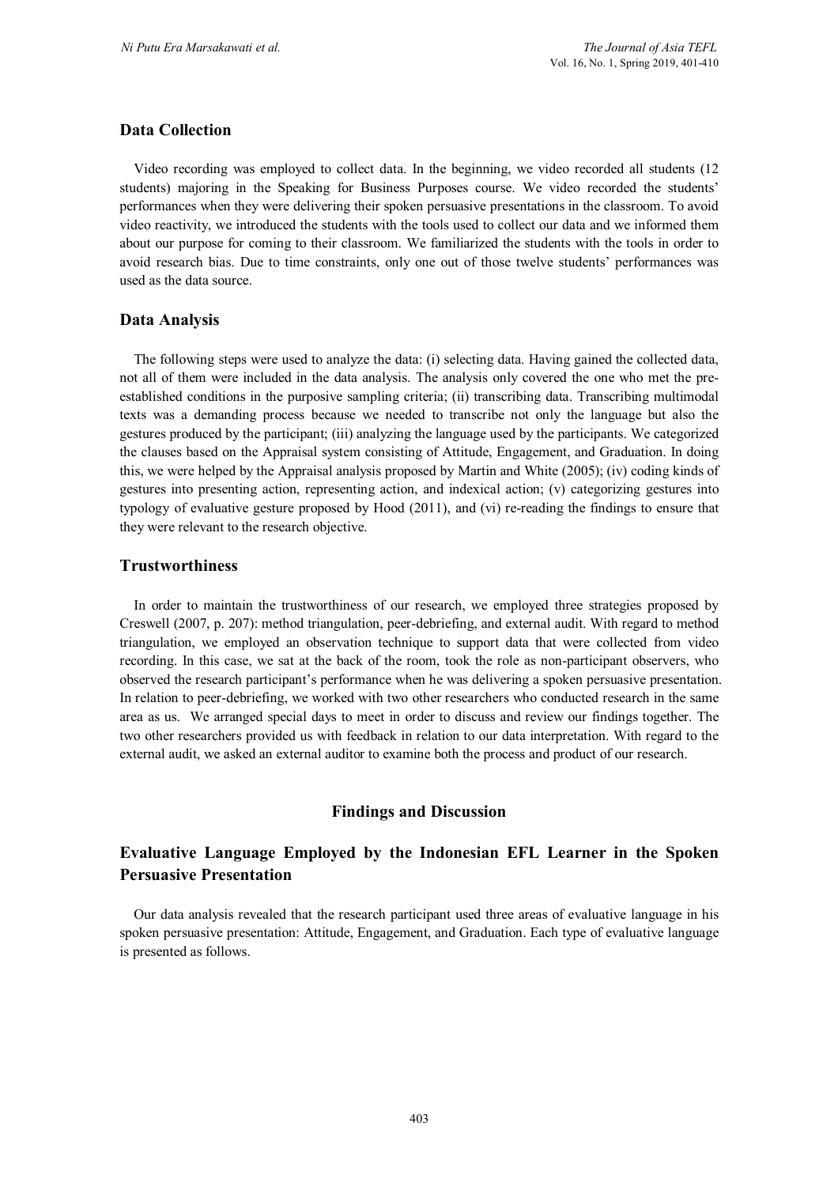## Data Collection

Video recording was employed to collect data. In the beginning, we video recorded all students (12 students) majoring in the Speaking for Business Purposes course. We video recorded the students' performances when they were delivering their spoken persuasive presentations in the classroom. To avoid video reactivity, we introduced the students with the tools used to collect our data and we informed them about our purpose for coming to their classroom. We familiarized the students with the tools in order to avoid research bias. Due to time constraints, only one out of those twelve students' performances was used as the data source.

## Data Analysis

The following steps were used to analyze the data: (i) selecting data. Having gained the collected data, not all of them were included in the data analysis. The analysis only covered the one who met the pre-established conditions in the purposive sampling criteria; (ii) transcribing data. Transcribing multimodal texts was a demanding process because we needed to transcribe not only the language but also the gestures produced by the participant; (iii) analyzing the language used by the participants. We categorized the clauses based on the Appraisal system consisting of Attitude, Engagement, and Graduation. In doing this, we were helped by the Appraisal analysis proposed by Martin and White (2005); (iv) coding kinds of gestures into presenting action, representing action, and indexical action; (v) categorizing gestures into typology of evaluative gesture proposed by Hood (2011), and (vi) re-reading the findings to ensure that they were relevant to the research objective.

## Trustworthiness

In order to maintain the trustworthiness of our research, we employed three strategies proposed by Creswell (2007, p. 207): method triangulation, peer-debriefing, and external audit. With regard to method triangulation, we employed an observation technique to support data that were collected from video recording. In this case, we sat at the back of the room, took the role as non-participant observers, who observed the research participant's performance when he was delivering a spoken persuasive presentation. In relation to peer-debriefing, we worked with two other researchers who conducted research in the same area as us. We arranged special days to meet in order to discuss and review our findings together. The two other researchers provided us with feedback in relation to our data interpretation. With regard to the external audit, we asked an external auditor to examine both the process and product of our research.

# Findings and Discussion

## Evaluative Language Employed by the Indonesian EFL Learner in the Spoken Persuasive Presentation

Our data analysis revealed that the research participant used three areas of evaluative language in his spoken persuasive presentation: Attitude, Engagement, and Graduation. Each type of evaluative language is presented as follows.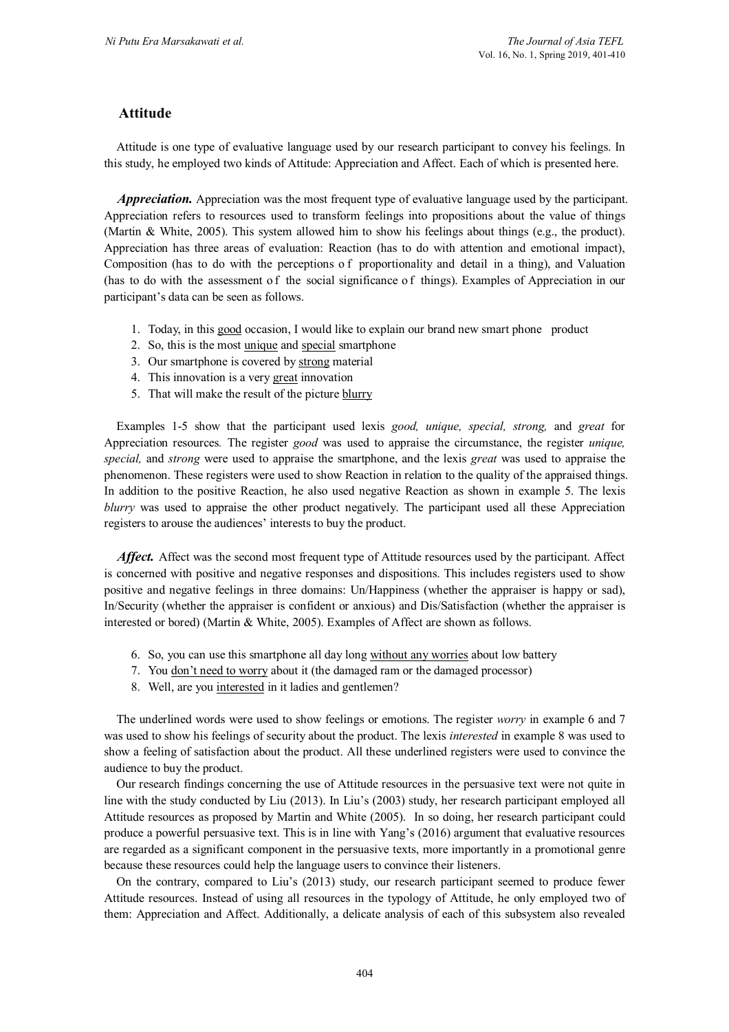## Attitude

Attitude is one type of evaluative language used by our research participant to convey his feelings. In this study, he employed two kinds of Attitude: Appreciation and Affect. Each of which is presented here.

***Appreciation.*** Appreciation was the most frequent type of evaluative language used by the participant. Appreciation refers to resources used to transform feelings into propositions about the value of things (Martin & White, 2005). This system allowed him to show his feelings about things (e.g., the product). Appreciation has three areas of evaluation: Reaction (has to do with attention and emotional impact), Composition (has to do with the perceptions of proportionality and detail in a thing), and Valuation (has to do with the assessment of the social significance of things). Examples of Appreciation in our participant's data can be seen as follows.

1. Today, in this <u>good</u> occasion, I would like to explain our brand new smart phone product
2. So, this is the most <u>unique</u> and <u>special</u> smartphone
3. Our smartphone is covered by <u>strong</u> material
4. This innovation is a very <u>great</u> innovation
5. That will make the result of the picture <u>blurry</u>

Examples 1-5 show that the participant used lexis *good, unique, special, strong,* and *great* for Appreciation resources. The register *good* was used to appraise the circumstance, the register *unique, special,* and *strong* were used to appraise the smartphone, and the lexis *great* was used to appraise the phenomenon. These registers were used to show Reaction in relation to the quality of the appraised things. In addition to the positive Reaction, he also used negative Reaction as shown in example 5. The lexis *blurry* was used to appraise the other product negatively. The participant used all these Appreciation registers to arouse the audiences' interests to buy the product.

***Affect.*** Affect was the second most frequent type of Attitude resources used by the participant. Affect is concerned with positive and negative responses and dispositions. This includes registers used to show positive and negative feelings in three domains: Un/Happiness (whether the appraiser is happy or sad), In/Security (whether the appraiser is confident or anxious) and Dis/Satisfaction (whether the appraiser is interested or bored) (Martin & White, 2005). Examples of Affect are shown as follows.

6. So, you can use this smartphone all day long <u>without any worries</u> about low battery
7. You <u>don't need to worry</u> about it (the damaged ram or the damaged processor)
8. Well, are you <u>interested</u> in it ladies and gentlemen?

The underlined words were used to show feelings or emotions. The register *worry* in example 6 and 7 was used to show his feelings of security about the product. The lexis *interested* in example 8 was used to show a feeling of satisfaction about the product. All these underlined registers were used to convince the audience to buy the product.

Our research findings concerning the use of Attitude resources in the persuasive text were not quite in line with the study conducted by Liu (2013). In Liu's (2003) study, her research participant employed all Attitude resources as proposed by Martin and White (2005). In so doing, her research participant could produce a powerful persuasive text. This is in line with Yang's (2016) argument that evaluative resources are regarded as a significant component in the persuasive texts, more importantly in a promotional genre because these resources could help the language users to convince their listeners.

On the contrary, compared to Liu's (2013) study, our research participant seemed to produce fewer Attitude resources. Instead of using all resources in the typology of Attitude, he only employed two of them: Appreciation and Affect. Additionally, a delicate analysis of each of this subsystem also revealed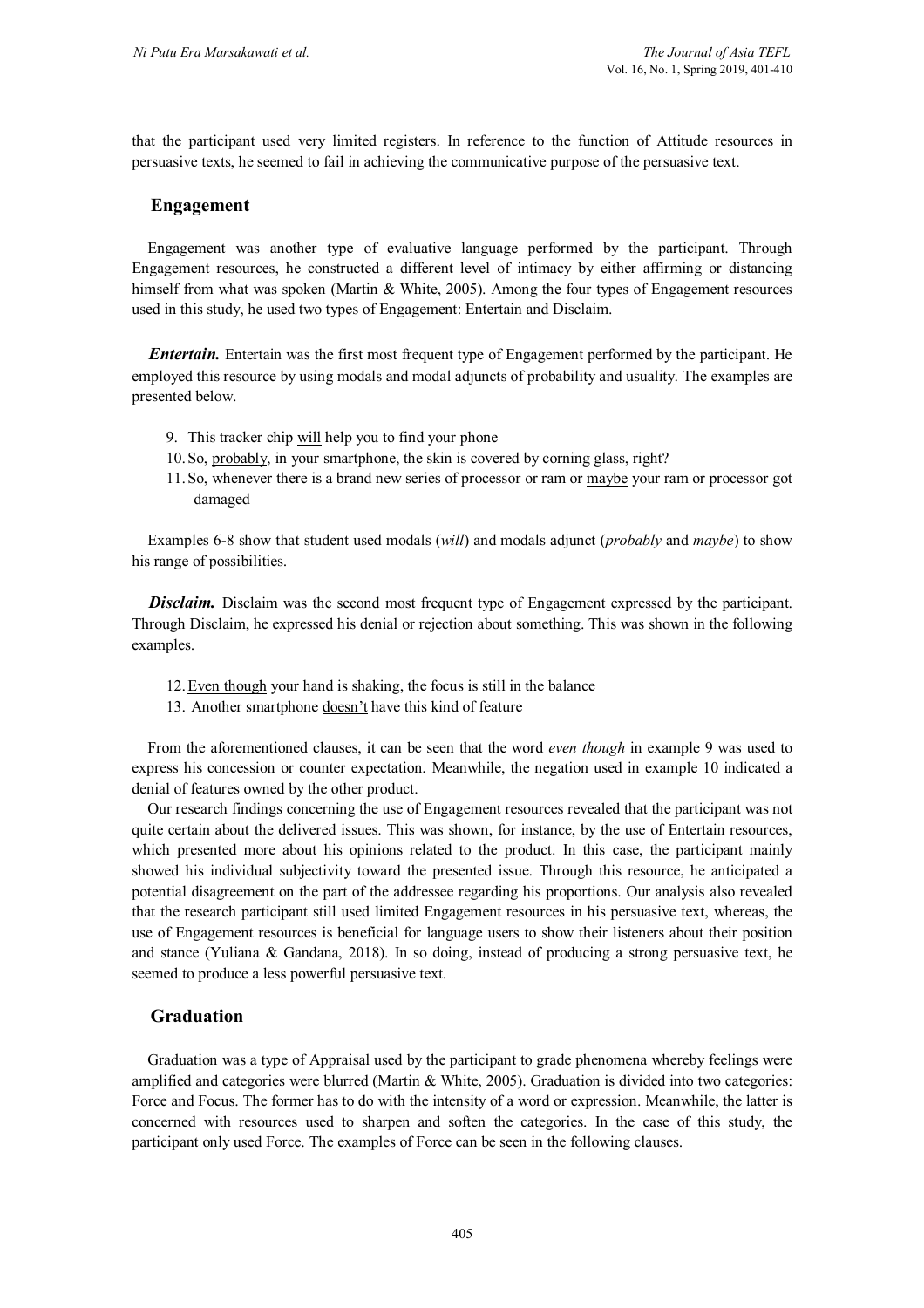that the participant used very limited registers. In reference to the function of Attitude resources in persuasive texts, he seemed to fail in achieving the communicative purpose of the persuasive text.

## Engagement

Engagement was another type of evaluative language performed by the participant. Through Engagement resources, he constructed a different level of intimacy by either affirming or distancing himself from what was spoken (Martin & White, 2005). Among the four types of Engagement resources used in this study, he used two types of Engagement: Entertain and Disclaim.

***Entertain.*** Entertain was the first most frequent type of Engagement performed by the participant. He employed this resource by using modals and modal adjuncts of probability and usuality. The examples are presented below.

9. This tracker chip <u>will</u> help you to find your phone
10. So, <u>probably</u>, in your smartphone, the skin is covered by corning glass, right?
11. So, whenever there is a brand new series of processor or ram or <u>maybe</u> your ram or processor got damaged

Examples 6-8 show that student used modals (*will*) and modals adjunct (*probably* and *maybe*) to show his range of possibilities.

***Disclaim.*** Disclaim was the second most frequent type of Engagement expressed by the participant. Through Disclaim, he expressed his denial or rejection about something. This was shown in the following examples.

12. <u>Even though</u> your hand is shaking, the focus is still in the balance
13. Another smartphone <u>doesn't</u> have this kind of feature

From the aforementioned clauses, it can be seen that the word *even though* in example 9 was used to express his concession or counter expectation. Meanwhile, the negation used in example 10 indicated a denial of features owned by the other product.

Our research findings concerning the use of Engagement resources revealed that the participant was not quite certain about the delivered issues. This was shown, for instance, by the use of Entertain resources, which presented more about his opinions related to the product. In this case, the participant mainly showed his individual subjectivity toward the presented issue. Through this resource, he anticipated a potential disagreement on the part of the addressee regarding his proportions. Our analysis also revealed that the research participant still used limited Engagement resources in his persuasive text, whereas, the use of Engagement resources is beneficial for language users to show their listeners about their position and stance (Yuliana & Gandana, 2018). In so doing, instead of producing a strong persuasive text, he seemed to produce a less powerful persuasive text.

## Graduation

Graduation was a type of Appraisal used by the participant to grade phenomena whereby feelings were amplified and categories were blurred (Martin & White, 2005). Graduation is divided into two categories: Force and Focus. The former has to do with the intensity of a word or expression. Meanwhile, the latter is concerned with resources used to sharpen and soften the categories. In the case of this study, the participant only used Force. The examples of Force can be seen in the following clauses.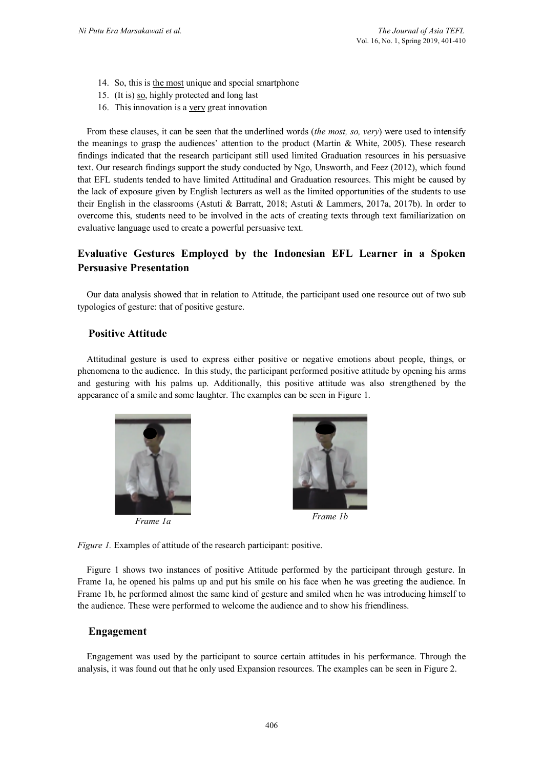14. So, this is <u>the most</u> unique and special smartphone
15. (It is) <u>so</u>, highly protected and long last
16. This innovation is a <u>very</u> great innovation

From these clauses, it can be seen that the underlined words (*the most, so, very*) were used to intensify the meanings to grasp the audiences' attention to the product (Martin & White, 2005). These research findings indicated that the research participant still used limited Graduation resources in his persuasive text. Our research findings support the study conducted by Ngo, Unsworth, and Feez (2012), which found that EFL students tended to have limited Attitudinal and Graduation resources. This might be caused by the lack of exposure given by English lecturers as well as the limited opportunities of the students to use their English in the classrooms (Astuti & Barratt, 2018; Astuti & Lammers, 2017a, 2017b). In order to overcome this, students need to be involved in the acts of creating texts through text familiarization on evaluative language used to create a powerful persuasive text.

## Evaluative Gestures Employed by the Indonesian EFL Learner in a Spoken Persuasive Presentation

Our data analysis showed that in relation to Attitude, the participant used one resource out of two sub typologies of gesture: that of positive gesture.

### Positive Attitude

Attitudinal gesture is used to express either positive or negative emotions about people, things, or phenomena to the audience. In this study, the participant performed positive attitude by opening his arms and gesturing with his palms up. Additionally, this positive attitude was also strengthened by the appearance of a smile and some laughter. The examples can be seen in Figure 1.

*Frame 1a*

*Frame 1b*

*Figure 1.* Examples of attitude of the research participant: positive.

Figure 1 shows two instances of positive Attitude performed by the participant through gesture. In Frame 1a, he opened his palms up and put his smile on his face when he was greeting the audience. In Frame 1b, he performed almost the same kind of gesture and smiled when he was introducing himself to the audience. These were performed to welcome the audience and to show his friendliness.

### Engagement

Engagement was used by the participant to source certain attitudes in his performance. Through the analysis, it was found out that he only used Expansion resources. The examples can be seen in Figure 2.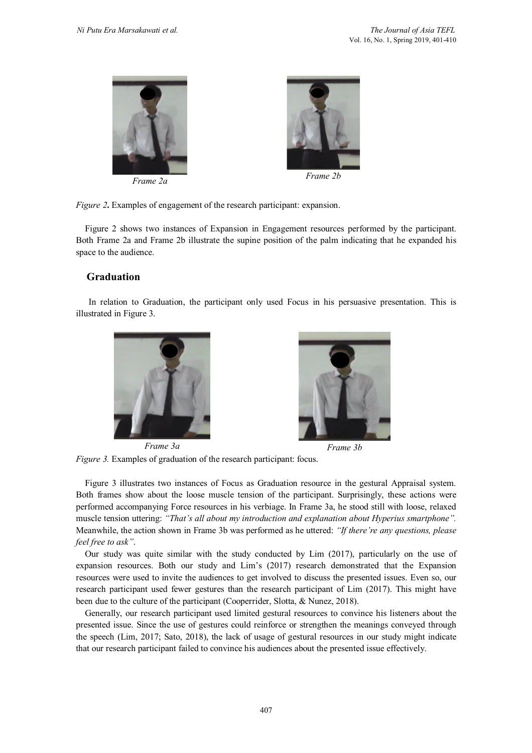Frame 2a

Frame 2b

*Figure 2***.** Examples of engagement of the research participant: expansion.

Figure 2 shows two instances of Expansion in Engagement resources performed by the participant. Both Frame 2a and Frame 2b illustrate the supine position of the palm indicating that he expanded his space to the audience.

## Graduation

In relation to Graduation, the participant only used Focus in his persuasive presentation. This is illustrated in Figure 3.

Frame 3a

Frame 3b

*Figure 3.* Examples of graduation of the research participant: focus.

Figure 3 illustrates two instances of Focus as Graduation resource in the gestural Appraisal system. Both frames show about the loose muscle tension of the participant. Surprisingly, these actions were performed accompanying Force resources in his verbiage. In Frame 3a, he stood still with loose, relaxed muscle tension uttering: *"That's all about my introduction and explanation about Hyperius smartphone".* Meanwhile, the action shown in Frame 3b was performed as he uttered: *"If there're any questions, please feel free to ask"*.

Our study was quite similar with the study conducted by Lim (2017), particularly on the use of expansion resources. Both our study and Lim's (2017) research demonstrated that the Expansion resources were used to invite the audiences to get involved to discuss the presented issues. Even so, our research participant used fewer gestures than the research participant of Lim (2017). This might have been due to the culture of the participant (Cooperrider, Slotta, & Nunez, 2018).

Generally, our research participant used limited gestural resources to convince his listeners about the presented issue. Since the use of gestures could reinforce or strengthen the meanings conveyed through the speech (Lim, 2017; Sato, 2018), the lack of usage of gestural resources in our study might indicate that our research participant failed to convince his audiences about the presented issue effectively.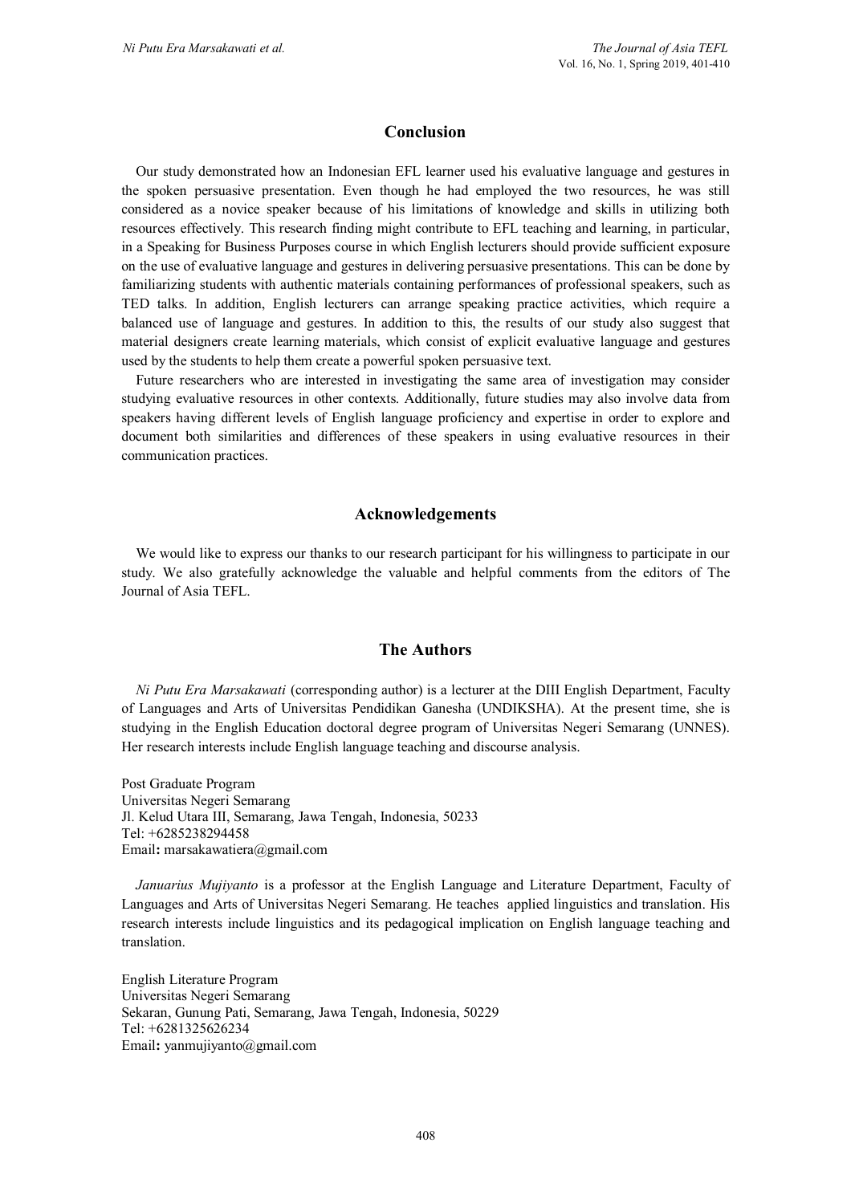## Conclusion

Our study demonstrated how an Indonesian EFL learner used his evaluative language and gestures in the spoken persuasive presentation. Even though he had employed the two resources, he was still considered as a novice speaker because of his limitations of knowledge and skills in utilizing both resources effectively. This research finding might contribute to EFL teaching and learning, in particular, in a Speaking for Business Purposes course in which English lecturers should provide sufficient exposure on the use of evaluative language and gestures in delivering persuasive presentations. This can be done by familiarizing students with authentic materials containing performances of professional speakers, such as TED talks. In addition, English lecturers can arrange speaking practice activities, which require a balanced use of language and gestures. In addition to this, the results of our study also suggest that material designers create learning materials, which consist of explicit evaluative language and gestures used by the students to help them create a powerful spoken persuasive text.

Future researchers who are interested in investigating the same area of investigation may consider studying evaluative resources in other contexts. Additionally, future studies may also involve data from speakers having different levels of English language proficiency and expertise in order to explore and document both similarities and differences of these speakers in using evaluative resources in their communication practices.

## Acknowledgements

We would like to express our thanks to our research participant for his willingness to participate in our study. We also gratefully acknowledge the valuable and helpful comments from the editors of The Journal of Asia TEFL.

## The Authors

*Ni Putu Era Marsakawati* (corresponding author) is a lecturer at the DIII English Department, Faculty of Languages and Arts of Universitas Pendidikan Ganesha (UNDIKSHA). At the present time, she is studying in the English Education doctoral degree program of Universitas Negeri Semarang (UNNES). Her research interests include English language teaching and discourse analysis.

Post Graduate Program
Universitas Negeri Semarang
Jl. Kelud Utara III, Semarang, Jawa Tengah, Indonesia, 50233
Tel: +6285238294458
Email**:** marsakawatiera@gmail.com

*Januarius Mujiyanto* is a professor at the English Language and Literature Department, Faculty of Languages and Arts of Universitas Negeri Semarang. He teaches applied linguistics and translation. His research interests include linguistics and its pedagogical implication on English language teaching and translation.

English Literature Program
Universitas Negeri Semarang
Sekaran, Gunung Pati, Semarang, Jawa Tengah, Indonesia, 50229
Tel: +6281325626234
Email**:** yanmujiyanto@gmail.com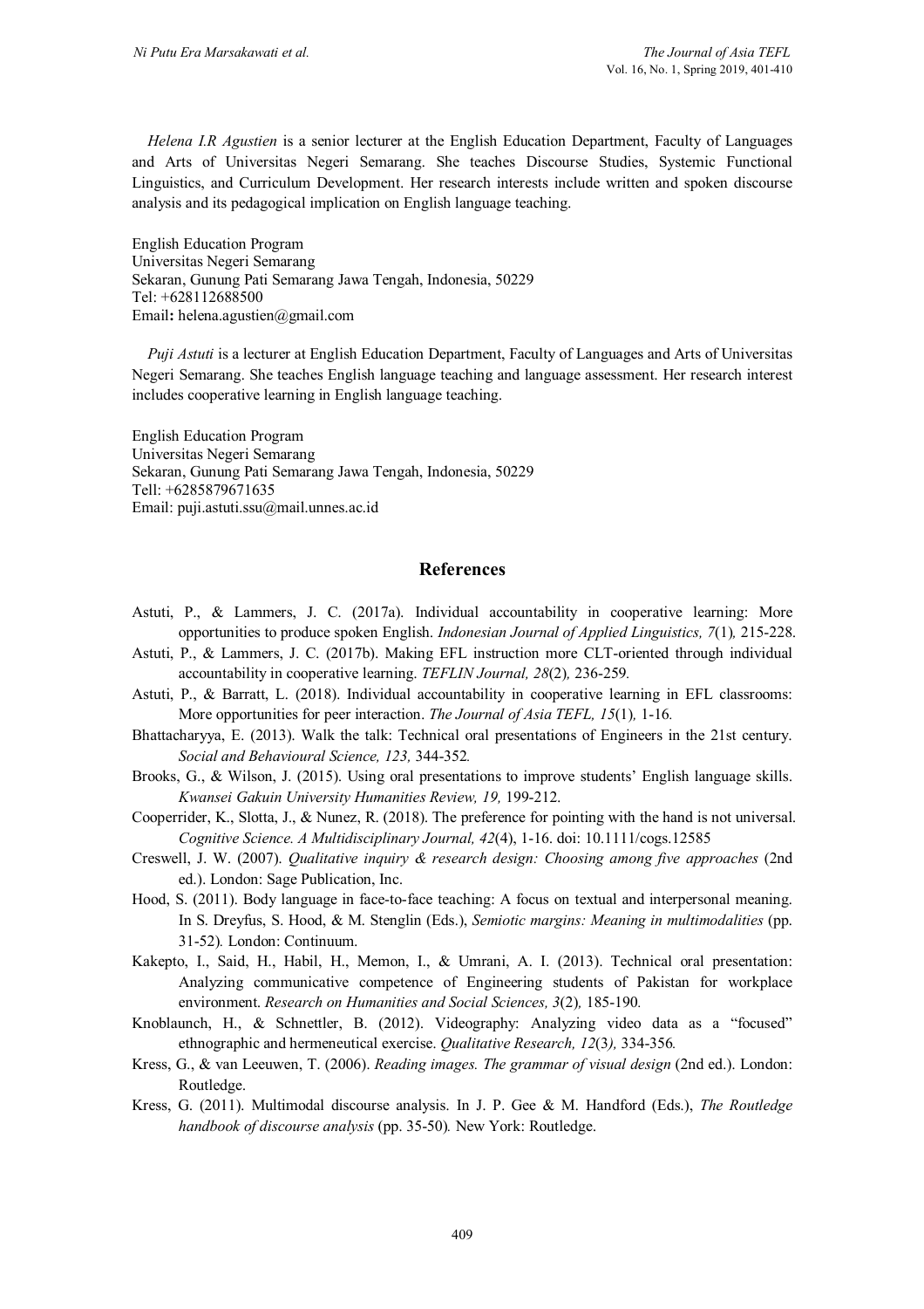*Helena I.R Agustien* is a senior lecturer at the English Education Department, Faculty of Languages and Arts of Universitas Negeri Semarang. She teaches Discourse Studies, Systemic Functional Linguistics, and Curriculum Development. Her research interests include written and spoken discourse analysis and its pedagogical implication on English language teaching.

English Education Program
Universitas Negeri Semarang
Sekaran, Gunung Pati Semarang Jawa Tengah, Indonesia, 50229
Tel: +628112688500
Email**:** helena.agustien@gmail.com

*Puji Astuti* is a lecturer at English Education Department, Faculty of Languages and Arts of Universitas Negeri Semarang. She teaches English language teaching and language assessment. Her research interest includes cooperative learning in English language teaching.

English Education Program
Universitas Negeri Semarang
Sekaran, Gunung Pati Semarang Jawa Tengah, Indonesia, 50229
Tell: +6285879671635
Email: puji.astuti.ssu@mail.unnes.ac.id

## References

Astuti, P., & Lammers, J. C. (2017a). Individual accountability in cooperative learning: More opportunities to produce spoken English. *Indonesian Journal of Applied Linguistics, 7*(1)*,* 215-228.

Astuti, P., & Lammers, J. C. (2017b). Making EFL instruction more CLT-oriented through individual accountability in cooperative learning. *TEFLIN Journal, 28*(2)*,* 236-259*.*

Astuti, P., & Barratt, L. (2018). Individual accountability in cooperative learning in EFL classrooms: More opportunities for peer interaction. *The Journal of Asia TEFL, 15*(1)*,* 1-16*.*

Bhattacharyya, E. (2013). Walk the talk: Technical oral presentations of Engineers in the 21st century. *Social and Behavioural Science, 123,* 344-352*.*

Brooks, G., & Wilson, J. (2015). Using oral presentations to improve students' English language skills. *Kwansei Gakuin University Humanities Review, 19,* 199-212.

Cooperrider, K., Slotta, J., & Nunez, R. (2018). The preference for pointing with the hand is not universal. *Cognitive Science. A Multidisciplinary Journal, 42*(4), 1-16. doi: 10.1111/cogs.12585

Creswell, J. W. (2007). *Qualitative inquiry & research design: Choosing among five approaches* (2nd ed.). London: Sage Publication, Inc.

Hood, S. (2011). Body language in face-to-face teaching: A focus on textual and interpersonal meaning. In S. Dreyfus, S. Hood, & M. Stenglin (Eds.), *Semiotic margins: Meaning in multimodalities* (pp. 31-52)*.* London: Continuum.

Kakepto, I., Said, H., Habil, H., Memon, I., & Umrani, A. I. (2013). Technical oral presentation: Analyzing communicative competence of Engineering students of Pakistan for workplace environment. *Research on Humanities and Social Sciences, 3*(2)*,* 185-190*.*

Knoblaunch, H., & Schnettler, B. (2012). Videography: Analyzing video data as a "focused" ethnographic and hermeneutical exercise. *Qualitative Research, 12*(3*),* 334-356*.*

Kress, G., & van Leeuwen, T. (2006). *Reading images. The grammar of visual design* (2nd ed.). London: Routledge.

Kress, G. (2011). Multimodal discourse analysis. In J. P. Gee & M. Handford (Eds.), *The Routledge handbook of discourse analysis* (pp. 35-50)*.* New York: Routledge.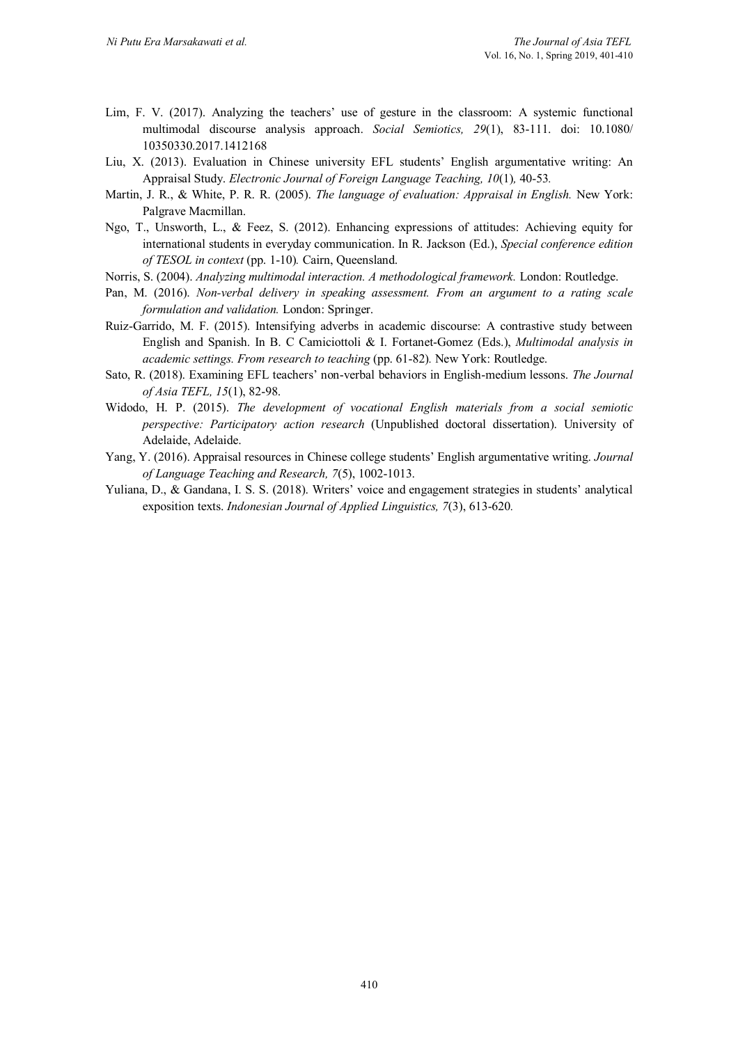Lim, F. V. (2017). Analyzing the teachers' use of gesture in the classroom: A systemic functional multimodal discourse analysis approach. *Social Semiotics, 29*(1), 83-111. doi: 10.1080/10350330.2017.1412168

Liu, X. (2013). Evaluation in Chinese university EFL students' English argumentative writing: An Appraisal Study. *Electronic Journal of Foreign Language Teaching, 10*(1)*,* 40-53*.*

Martin, J. R., & White, P. R. R. (2005). *The language of evaluation: Appraisal in English.* New York: Palgrave Macmillan.

Ngo, T., Unsworth, L., & Feez, S. (2012). Enhancing expressions of attitudes: Achieving equity for international students in everyday communication. In R. Jackson (Ed.), *Special conference edition of TESOL in context* (pp. 1-10)*.* Cairn, Queensland.

Norris, S. (2004). *Analyzing multimodal interaction. A methodological framework.* London: Routledge.

Pan, M. (2016). *Non-verbal delivery in speaking assessment. From an argument to a rating scale formulation and validation.* London: Springer.

Ruiz-Garrido, M. F. (2015). Intensifying adverbs in academic discourse: A contrastive study between English and Spanish. In B. C Camiciottoli & I. Fortanet-Gomez (Eds.), *Multimodal analysis in academic settings. From research to teaching* (pp. 61-82)*.* New York: Routledge.

Sato, R. (2018). Examining EFL teachers' non-verbal behaviors in English-medium lessons. *The Journal of Asia TEFL, 15*(1), 82-98.

Widodo, H. P. (2015). *The development of vocational English materials from a social semiotic perspective: Participatory action research* (Unpublished doctoral dissertation). University of Adelaide, Adelaide.

Yang, Y. (2016). Appraisal resources in Chinese college students' English argumentative writing. *Journal of Language Teaching and Research, 7*(5), 1002-1013.

Yuliana, D., & Gandana, I. S. S. (2018). Writers' voice and engagement strategies in students' analytical exposition texts. *Indonesian Journal of Applied Linguistics, 7*(3), 613-620*.*